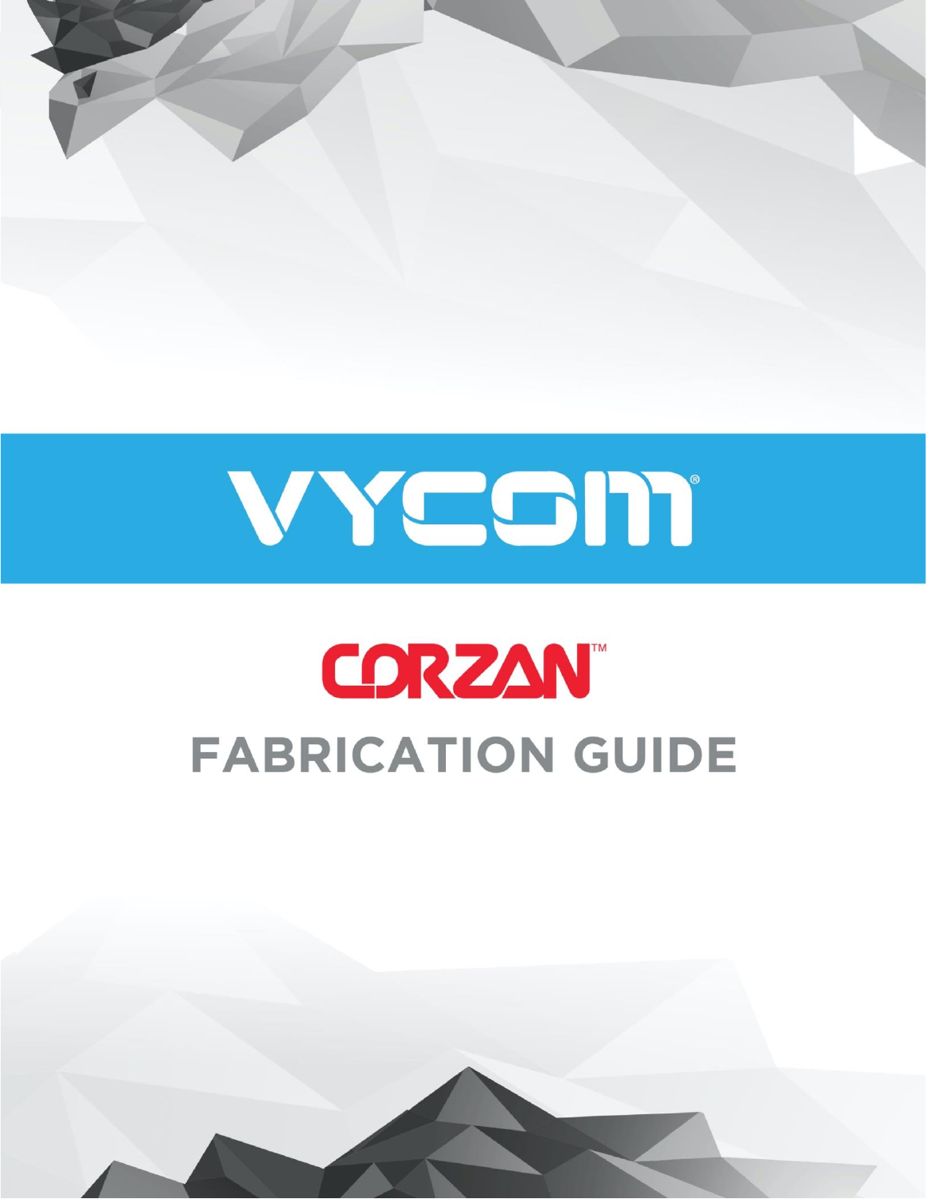# VYCOM®

## CORZAN™

# FABRICATION GUIDE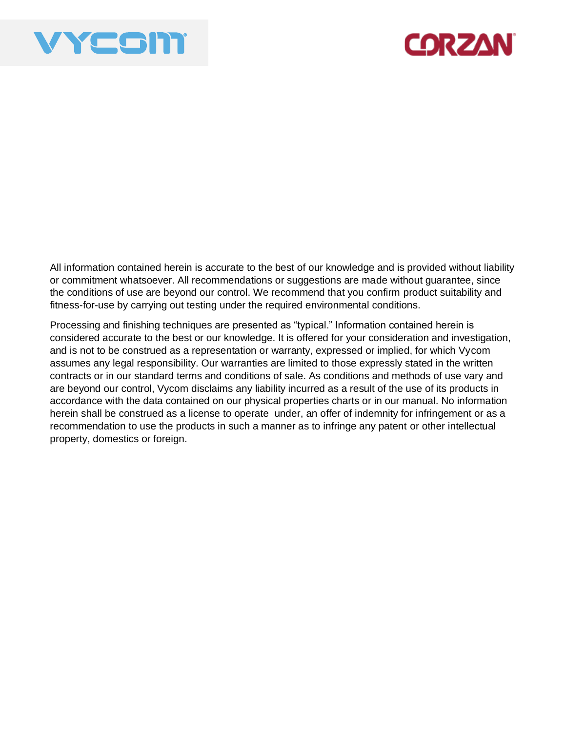All information contained herein is accurate to the best of our knowledge and is provided without liability or commitment whatsoever. All recommendations or suggestions are made without guarantee, since the conditions of use are beyond our control. We recommend that you confirm product suitability and fitness-for-use by carrying out testing under the required environmental conditions.

Processing and finishing techniques are presented as “typical.” Information contained herein is considered accurate to the best or our knowledge. It is offered for your consideration and investigation, and is not to be construed as a representation or warranty, expressed or implied, for which Vycom assumes any legal responsibility. Our warranties are limited to those expressly stated in the written contracts or in our standard terms and conditions of sale. As conditions and methods of use vary and are beyond our control, Vycom disclaims any liability incurred as a result of the use of its products in accordance with the data contained on our physical properties charts or in our manual. No information herein shall be construed as a license to operate under, an offer of indemnity for infringement or as a recommendation to use the products in such a manner as to infringe any patent or other intellectual property, domestics or foreign.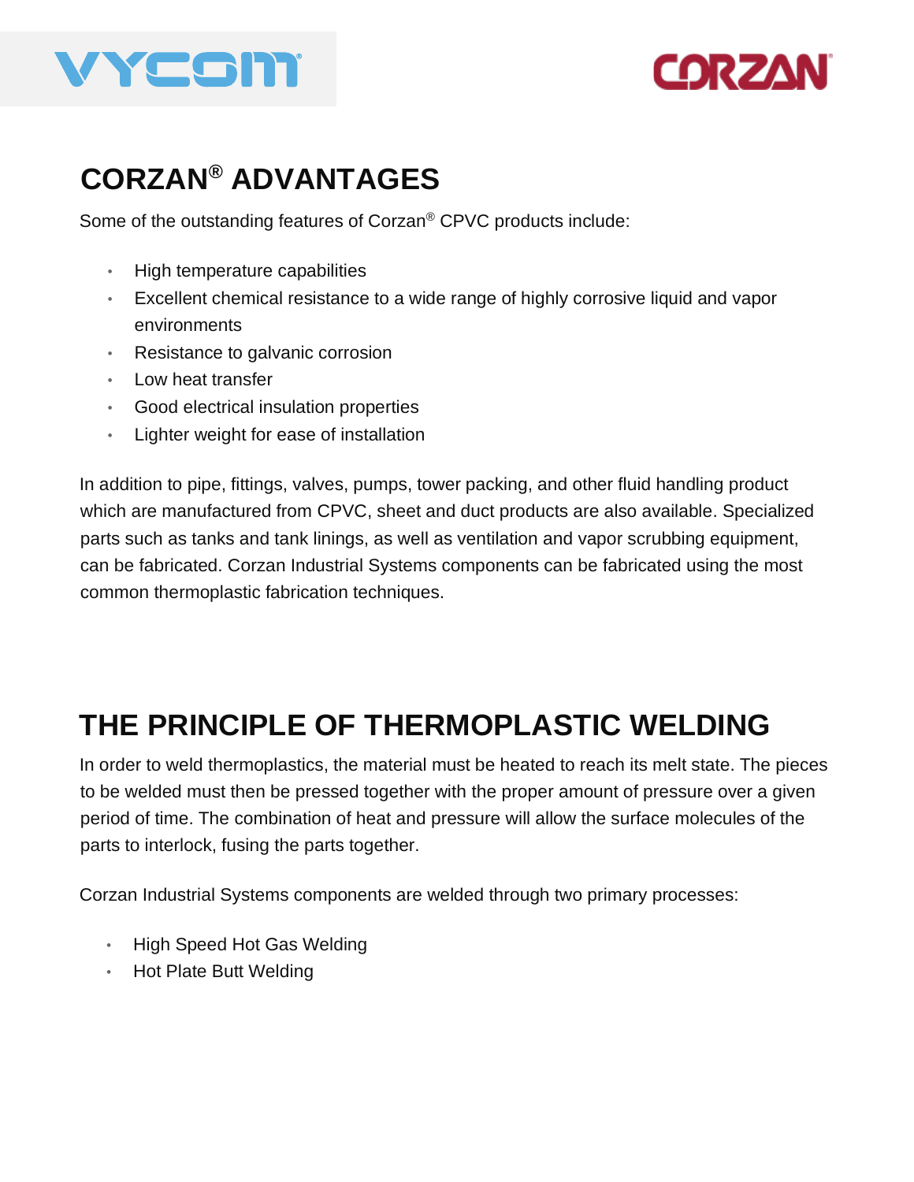## CORZAN® ADVANTAGES

Some of the outstanding features of Corzan® CPVC products include:

- High temperature capabilities
- Excellent chemical resistance to a wide range of highly corrosive liquid and vapor environments
- Resistance to galvanic corrosion
- Low heat transfer
- Good electrical insulation properties
- Lighter weight for ease of installation

In addition to pipe, fittings, valves, pumps, tower packing, and other fluid handling product which are manufactured from CPVC, sheet and duct products are also available. Specialized parts such as tanks and tank linings, as well as ventilation and vapor scrubbing equipment, can be fabricated. Corzan Industrial Systems components can be fabricated using the most common thermoplastic fabrication techniques.

## THE PRINCIPLE OF THERMOPLASTIC WELDING

In order to weld thermoplastics, the material must be heated to reach its melt state. The pieces to be welded must then be pressed together with the proper amount of pressure over a given period of time. The combination of heat and pressure will allow the surface molecules of the parts to interlock, fusing the parts together.

Corzan Industrial Systems components are welded through two primary processes:

- High Speed Hot Gas Welding
- Hot Plate Butt Welding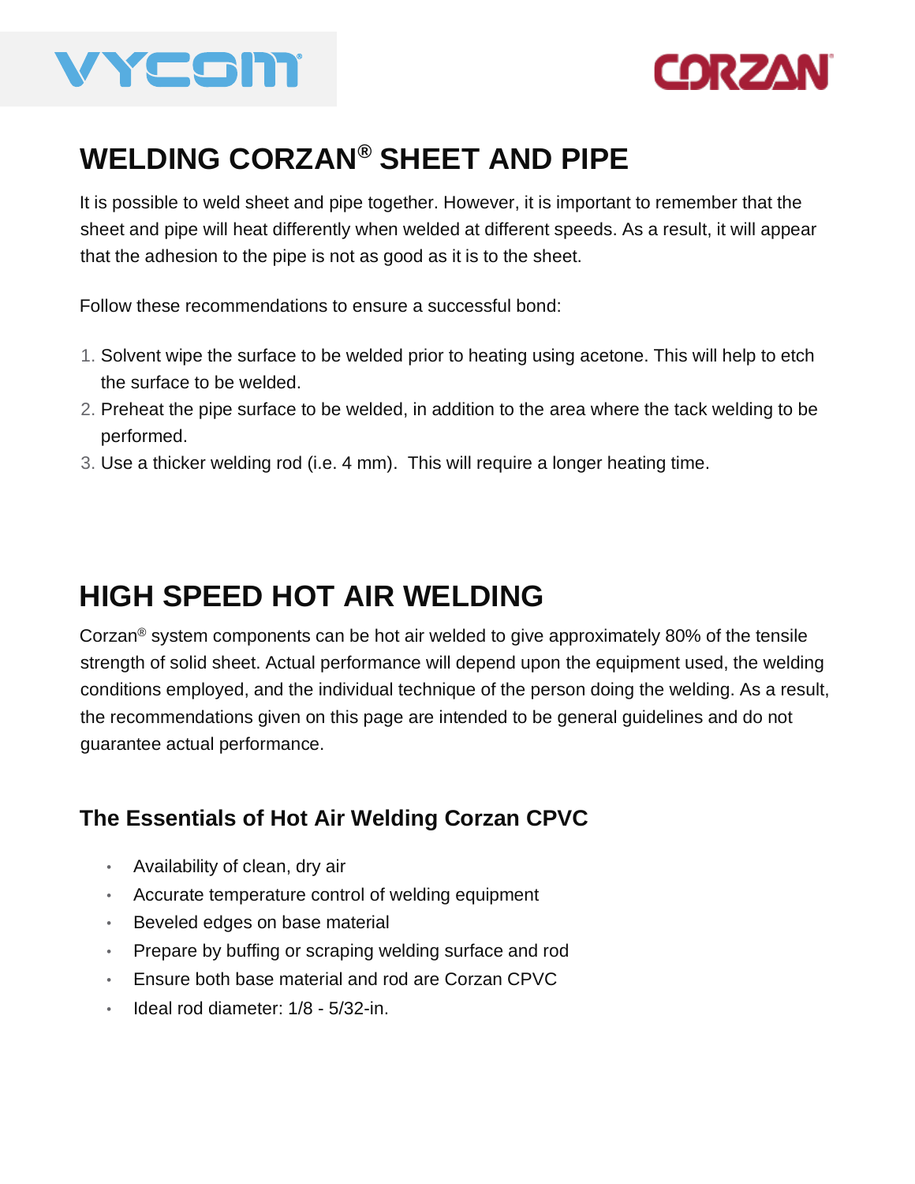# WELDING CORZAN® SHEET AND PIPE

It is possible to weld sheet and pipe together. However, it is important to remember that the sheet and pipe will heat differently when welded at different speeds. As a result, it will appear that the adhesion to the pipe is not as good as it is to the sheet.

Follow these recommendations to ensure a successful bond:

1. Solvent wipe the surface to be welded prior to heating using acetone. This will help to etch the surface to be welded.
2. Preheat the pipe surface to be welded, in addition to the area where the tack welding to be performed.
3. Use a thicker welding rod (i.e. 4 mm). This will require a longer heating time.

# HIGH SPEED HOT AIR WELDING

Corzan® system components can be hot air welded to give approximately 80% of the tensile strength of solid sheet. Actual performance will depend upon the equipment used, the welding conditions employed, and the individual technique of the person doing the welding. As a result, the recommendations given on this page are intended to be general guidelines and do not guarantee actual performance.

## The Essentials of Hot Air Welding Corzan CPVC

- Availability of clean, dry air
- Accurate temperature control of welding equipment
- Beveled edges on base material
- Prepare by buffing or scraping welding surface and rod
- Ensure both base material and rod are Corzan CPVC
- Ideal rod diameter: 1/8 - 5/32-in.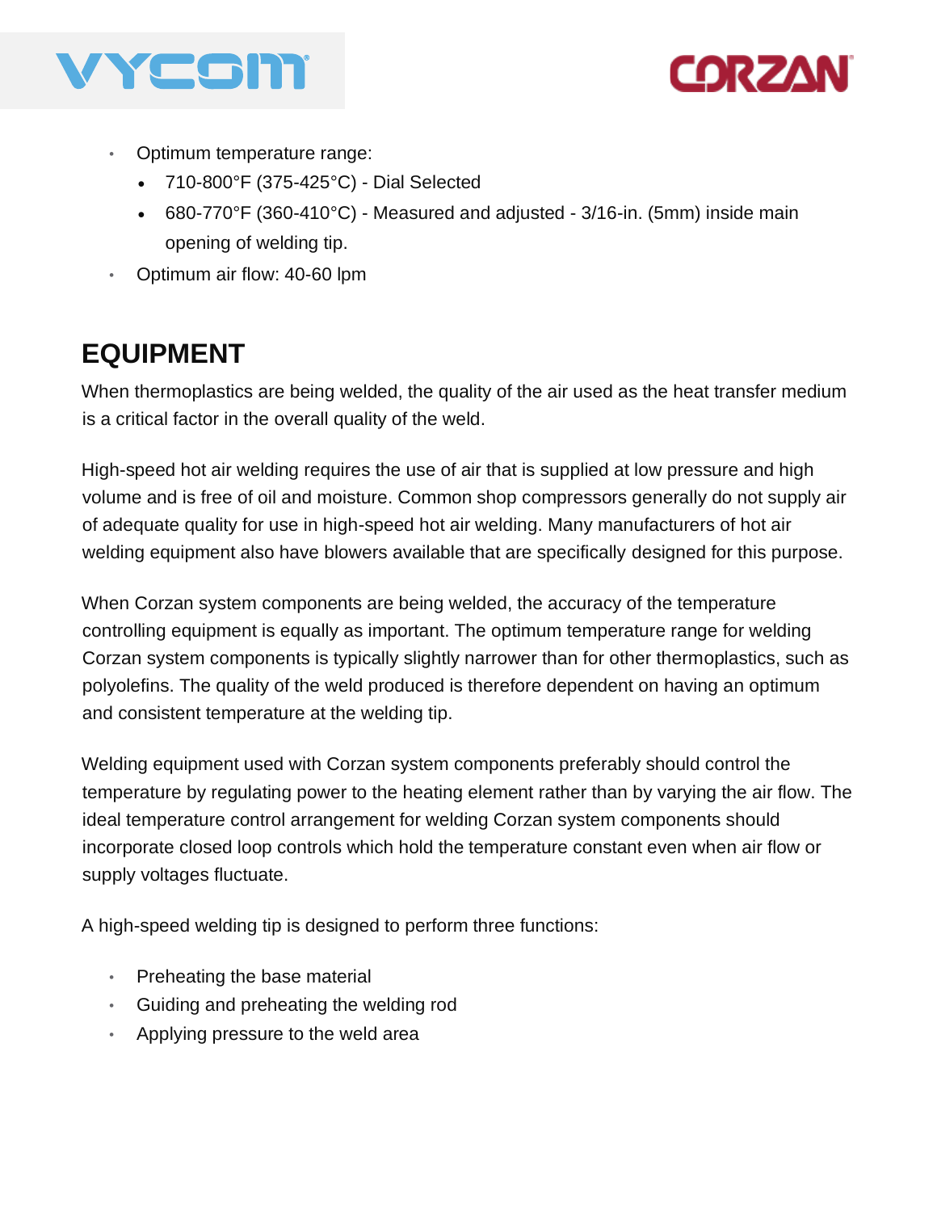- Optimum temperature range:
  - 710-800°F (375-425°C) - Dial Selected
  - 680-770°F (360-410°C) - Measured and adjusted - 3/16-in. (5mm) inside main opening of welding tip.
- Optimum air flow: 40-60 lpm

## EQUIPMENT

When thermoplastics are being welded, the quality of the air used as the heat transfer medium is a critical factor in the overall quality of the weld.

High-speed hot air welding requires the use of air that is supplied at low pressure and high volume and is free of oil and moisture. Common shop compressors generally do not supply air of adequate quality for use in high-speed hot air welding. Many manufacturers of hot air welding equipment also have blowers available that are specifically designed for this purpose.

When Corzan system components are being welded, the accuracy of the temperature controlling equipment is equally as important. The optimum temperature range for welding Corzan system components is typically slightly narrower than for other thermoplastics, such as polyolefins. The quality of the weld produced is therefore dependent on having an optimum and consistent temperature at the welding tip.

Welding equipment used with Corzan system components preferably should control the temperature by regulating power to the heating element rather than by varying the air flow. The ideal temperature control arrangement for welding Corzan system components should incorporate closed loop controls which hold the temperature constant even when air flow or supply voltages fluctuate.

A high-speed welding tip is designed to perform three functions:

- Preheating the base material
- Guiding and preheating the welding rod
- Applying pressure to the weld area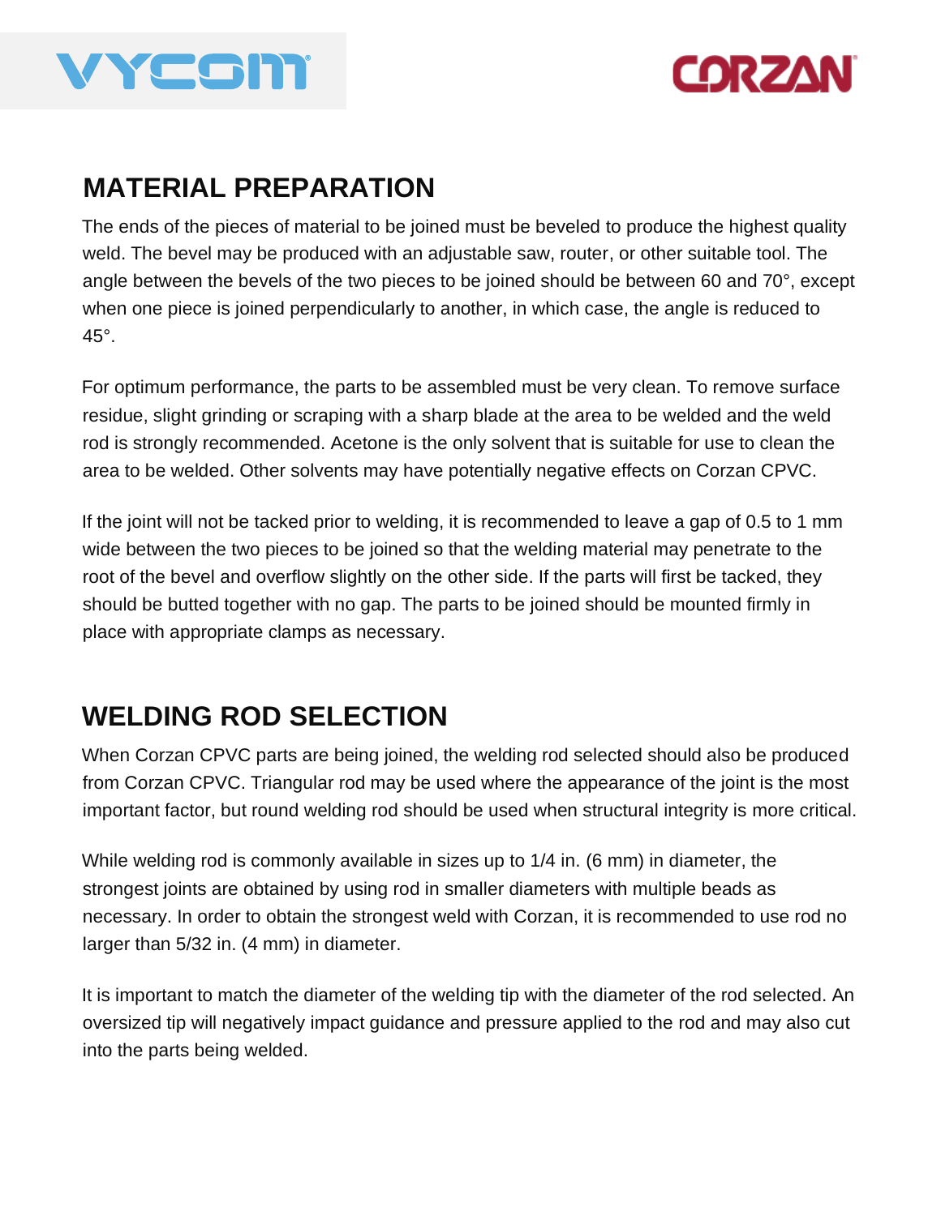## MATERIAL PREPARATION

The ends of the pieces of material to be joined must be beveled to produce the highest quality weld. The bevel may be produced with an adjustable saw, router, or other suitable tool. The angle between the bevels of the two pieces to be joined should be between 60 and 70°, except when one piece is joined perpendicularly to another, in which case, the angle is reduced to 45°.

For optimum performance, the parts to be assembled must be very clean. To remove surface residue, slight grinding or scraping with a sharp blade at the area to be welded and the weld rod is strongly recommended. Acetone is the only solvent that is suitable for use to clean the area to be welded. Other solvents may have potentially negative effects on Corzan CPVC.

If the joint will not be tacked prior to welding, it is recommended to leave a gap of 0.5 to 1 mm wide between the two pieces to be joined so that the welding material may penetrate to the root of the bevel and overflow slightly on the other side. If the parts will first be tacked, they should be butted together with no gap. The parts to be joined should be mounted firmly in place with appropriate clamps as necessary.

## WELDING ROD SELECTION

When Corzan CPVC parts are being joined, the welding rod selected should also be produced from Corzan CPVC. Triangular rod may be used where the appearance of the joint is the most important factor, but round welding rod should be used when structural integrity is more critical.

While welding rod is commonly available in sizes up to 1/4 in. (6 mm) in diameter, the strongest joints are obtained by using rod in smaller diameters with multiple beads as necessary. In order to obtain the strongest weld with Corzan, it is recommended to use rod no larger than 5/32 in. (4 mm) in diameter.

It is important to match the diameter of the welding tip with the diameter of the rod selected. An oversized tip will negatively impact guidance and pressure applied to the rod and may also cut into the parts being welded.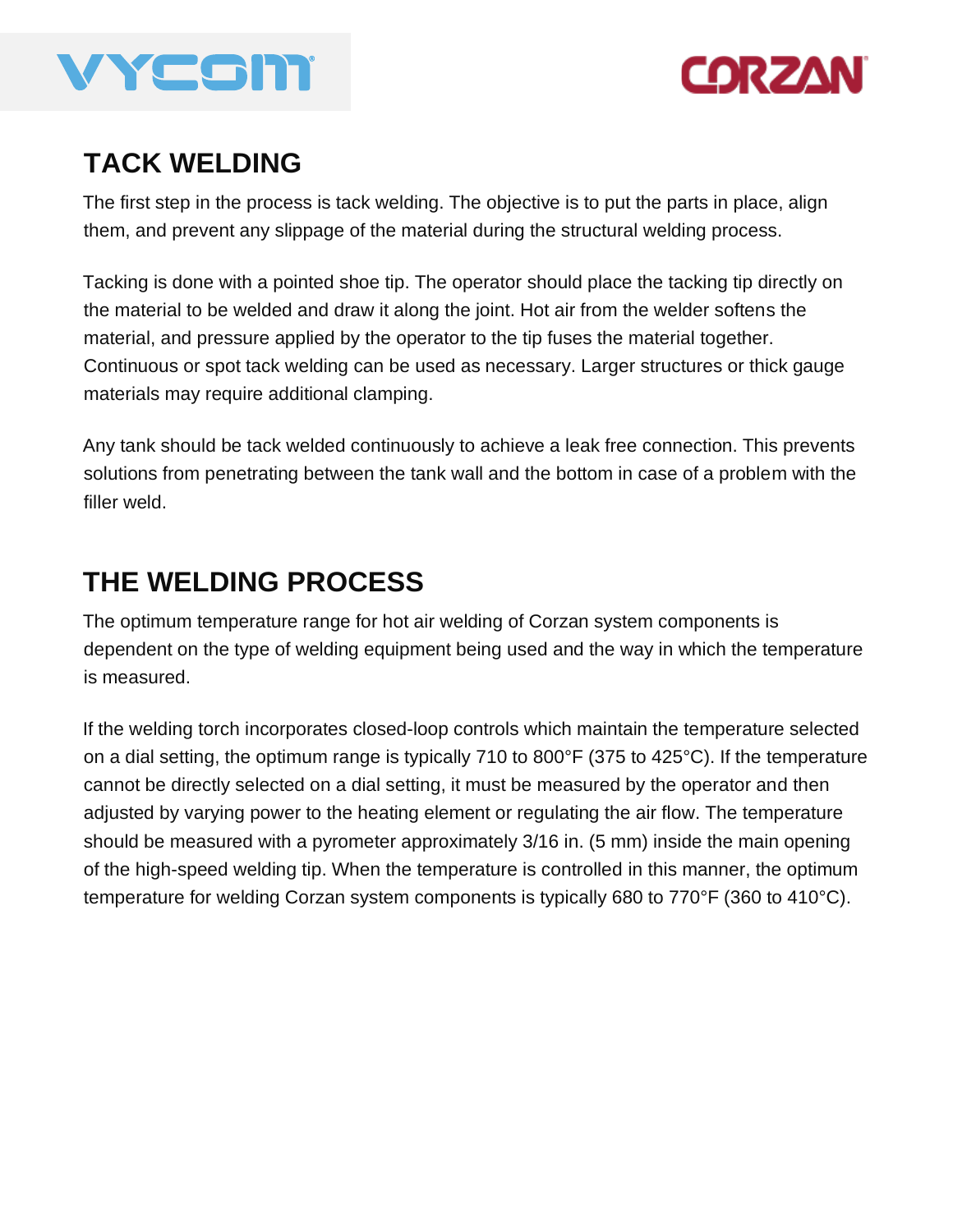## TACK WELDING

The first step in the process is tack welding. The objective is to put the parts in place, align them, and prevent any slippage of the material during the structural welding process.

Tacking is done with a pointed shoe tip. The operator should place the tacking tip directly on the material to be welded and draw it along the joint. Hot air from the welder softens the material, and pressure applied by the operator to the tip fuses the material together. Continuous or spot tack welding can be used as necessary. Larger structures or thick gauge materials may require additional clamping.

Any tank should be tack welded continuously to achieve a leak free connection. This prevents solutions from penetrating between the tank wall and the bottom in case of a problem with the filler weld.

## THE WELDING PROCESS

The optimum temperature range for hot air welding of Corzan system components is dependent on the type of welding equipment being used and the way in which the temperature is measured.

If the welding torch incorporates closed-loop controls which maintain the temperature selected on a dial setting, the optimum range is typically 710 to 800°F (375 to 425°C). If the temperature cannot be directly selected on a dial setting, it must be measured by the operator and then adjusted by varying power to the heating element or regulating the air flow. The temperature should be measured with a pyrometer approximately 3/16 in. (5 mm) inside the main opening of the high-speed welding tip. When the temperature is controlled in this manner, the optimum temperature for welding Corzan system components is typically 680 to 770°F (360 to 410°C).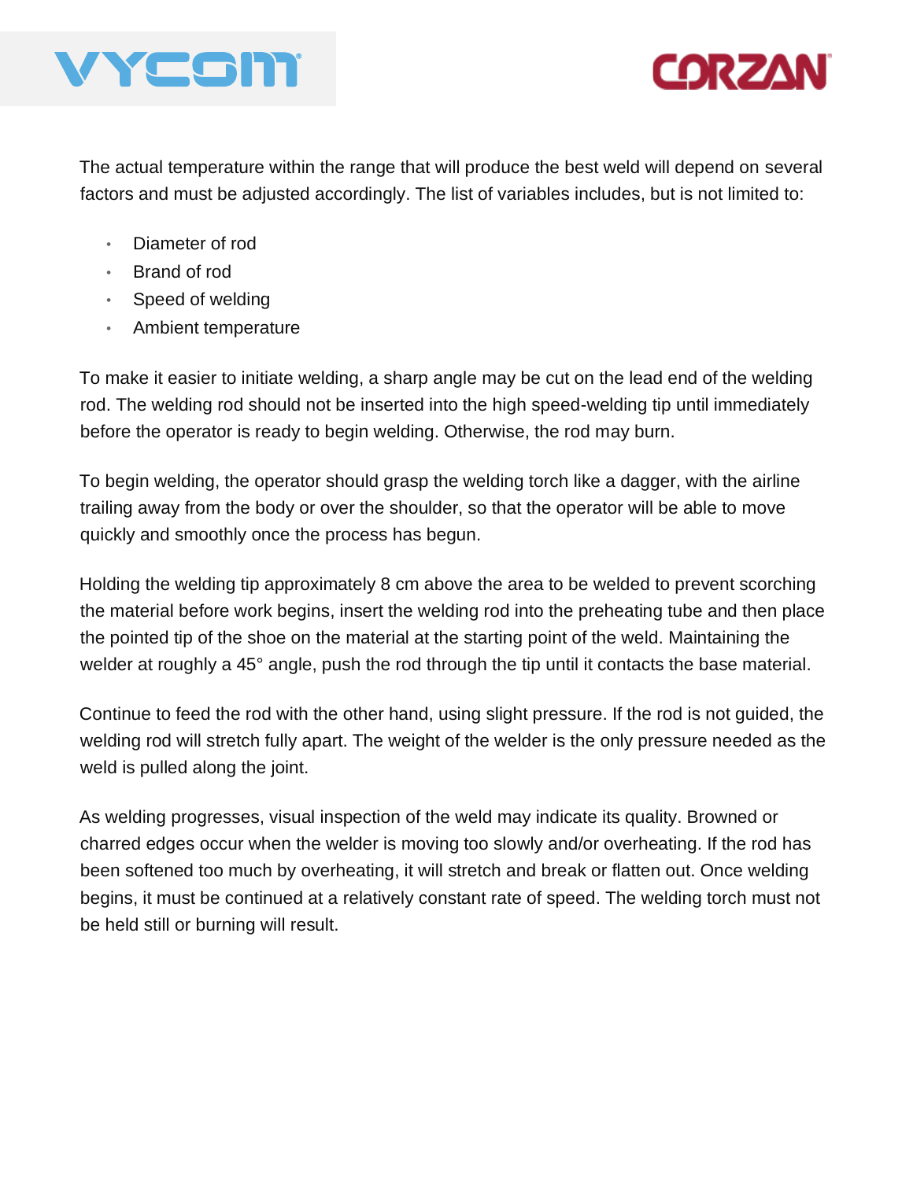The actual temperature within the range that will produce the best weld will depend on several factors and must be adjusted accordingly. The list of variables includes, but is not limited to:

- Diameter of rod
- Brand of rod
- Speed of welding
- Ambient temperature

To make it easier to initiate welding, a sharp angle may be cut on the lead end of the welding rod. The welding rod should not be inserted into the high speed-welding tip until immediately before the operator is ready to begin welding. Otherwise, the rod may burn.

To begin welding, the operator should grasp the welding torch like a dagger, with the airline trailing away from the body or over the shoulder, so that the operator will be able to move quickly and smoothly once the process has begun.

Holding the welding tip approximately 8 cm above the area to be welded to prevent scorching the material before work begins, insert the welding rod into the preheating tube and then place the pointed tip of the shoe on the material at the starting point of the weld. Maintaining the welder at roughly a 45° angle, push the rod through the tip until it contacts the base material.

Continue to feed the rod with the other hand, using slight pressure. If the rod is not guided, the welding rod will stretch fully apart. The weight of the welder is the only pressure needed as the weld is pulled along the joint.

As welding progresses, visual inspection of the weld may indicate its quality. Browned or charred edges occur when the welder is moving too slowly and/or overheating. If the rod has been softened too much by overheating, it will stretch and break or flatten out. Once welding begins, it must be continued at a relatively constant rate of speed. The welding torch must not be held still or burning will result.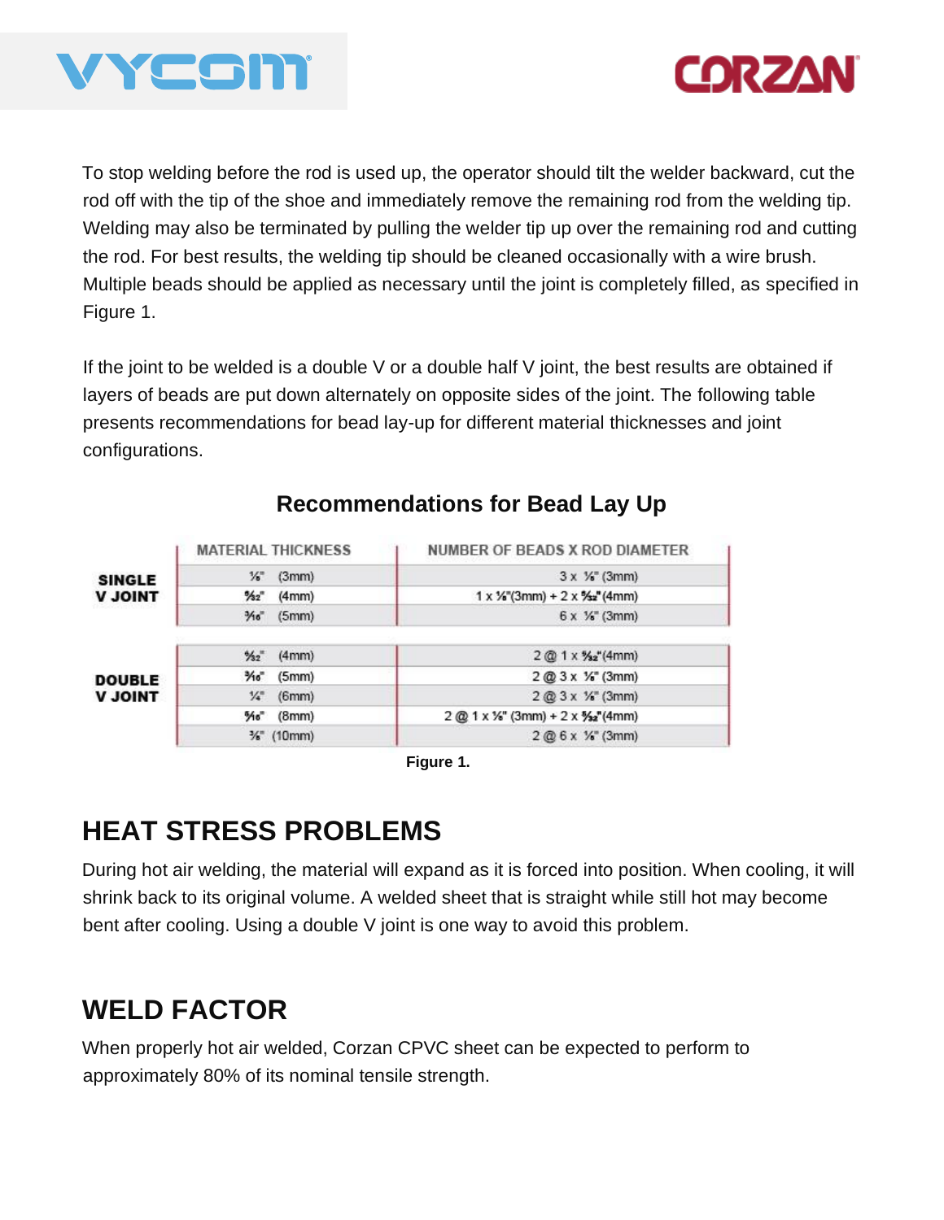To stop welding before the rod is used up, the operator should tilt the welder backward, cut the rod off with the tip of the shoe and immediately remove the remaining rod from the welding tip. Welding may also be terminated by pulling the welder tip up over the remaining rod and cutting the rod. For best results, the welding tip should be cleaned occasionally with a wire brush. Multiple beads should be applied as necessary until the joint is completely filled, as specified in Figure 1.

If the joint to be welded is a double V or a double half V joint, the best results are obtained if layers of beads are put down alternately on opposite sides of the joint. The following table presents recommendations for bead lay-up for different material thicknesses and joint configurations.

### Recommendations for Bead Lay Up

| | MATERIAL THICKNESS | NUMBER OF BEADS X ROD DIAMETER |
|---|---|---|
| **SINGLE V JOINT** | ⅛" (3mm) | 3 x ⅛" (3mm) |
| | 5⁄32" (4mm) | 1 x ⅛"(3mm) + 2 x 5⁄32"(4mm) |
| | 3⁄16" (5mm) | 6 x ⅛" (3mm) |
| **DOUBLE V JOINT** | 5⁄32" (4mm) | 2 @ 1 x 5⁄32"(4mm) |
| | 3⁄16" (5mm) | 2 @ 3 x ⅛" (3mm) |
| | ¼" (6mm) | 2 @ 3 x ⅛" (3mm) |
| | 5⁄16" (8mm) | 2 @ 1 x ⅛" (3mm) + 2 x 5⁄32"(4mm) |
| | ⅜" (10mm) | 2 @ 6 x ⅛" (3mm) |

**Figure 1.**

## HEAT STRESS PROBLEMS

During hot air welding, the material will expand as it is forced into position. When cooling, it will shrink back to its original volume. A welded sheet that is straight while still hot may become bent after cooling. Using a double V joint is one way to avoid this problem.

## WELD FACTOR

When properly hot air welded, Corzan CPVC sheet can be expected to perform to approximately 80% of its nominal tensile strength.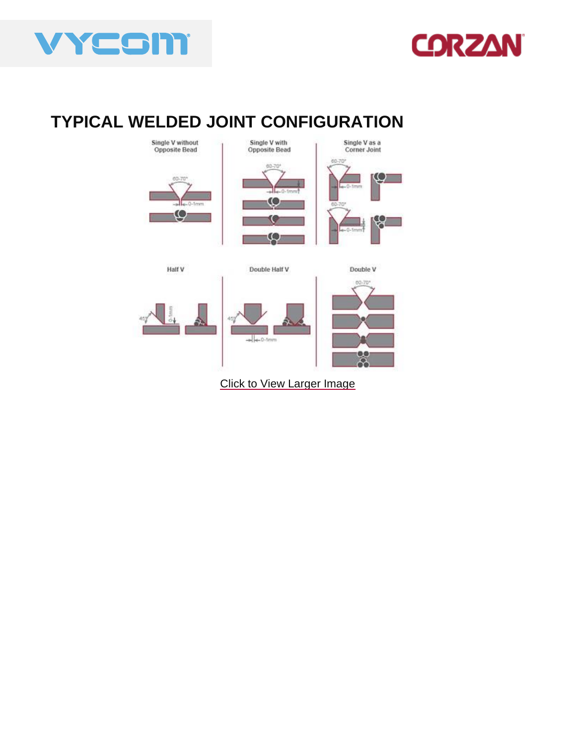# TYPICAL WELDED JOINT CONFIGURATION

Single V without Opposite Bead

60-70°

0-1mm

Single V with Opposite Bead

60-70°

0-1mm

Single V as a Corner Joint

60-70°

0-1mm

60-70°

0-1mm

Half V

45°

0-1mm

Double Half V

45°

0-1mm

Double V

60-70°

Click to View Larger Image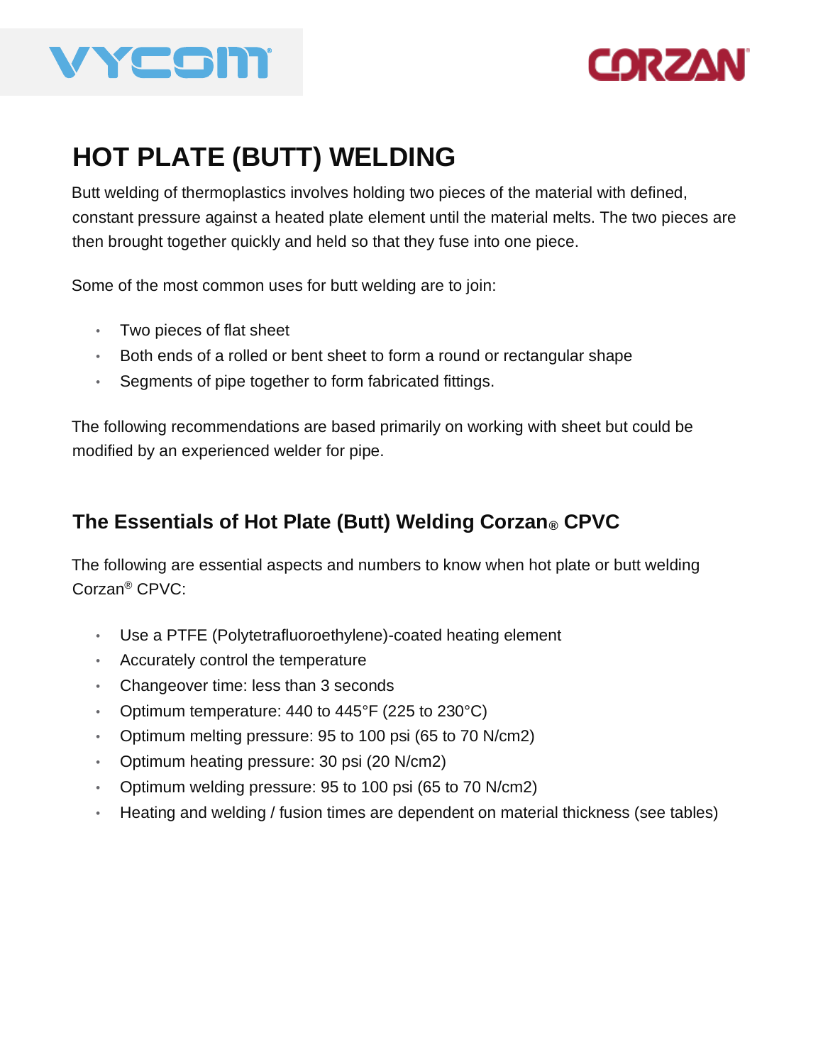# HOT PLATE (BUTT) WELDING

Butt welding of thermoplastics involves holding two pieces of the material with defined, constant pressure against a heated plate element until the material melts. The two pieces are then brought together quickly and held so that they fuse into one piece.

Some of the most common uses for butt welding are to join:

- Two pieces of flat sheet
- Both ends of a rolled or bent sheet to form a round or rectangular shape
- Segments of pipe together to form fabricated fittings.

The following recommendations are based primarily on working with sheet but could be modified by an experienced welder for pipe.

## The Essentials of Hot Plate (Butt) Welding Corzan® CPVC

The following are essential aspects and numbers to know when hot plate or butt welding Corzan® CPVC:

- Use a PTFE (Polytetrafluoroethylene)-coated heating element
- Accurately control the temperature
- Changeover time: less than 3 seconds
- Optimum temperature: 440 to 445°F (225 to 230°C)
- Optimum melting pressure: 95 to 100 psi (65 to 70 $N/cm^2$)
- Optimum heating pressure: 30 psi (20 $N/cm^2$)
- Optimum welding pressure: 95 to 100 psi (65 to 70 $N/cm^2$)
- Heating and welding / fusion times are dependent on material thickness (see tables)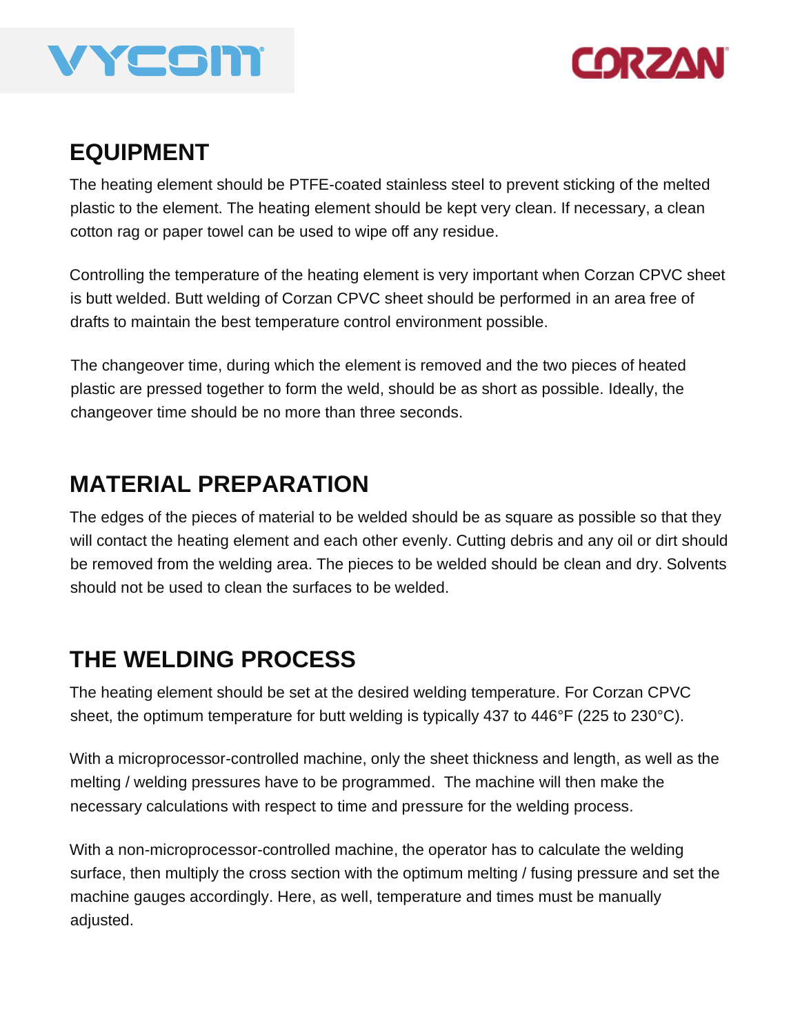## EQUIPMENT

The heating element should be PTFE-coated stainless steel to prevent sticking of the melted plastic to the element. The heating element should be kept very clean. If necessary, a clean cotton rag or paper towel can be used to wipe off any residue.

Controlling the temperature of the heating element is very important when Corzan CPVC sheet is butt welded. Butt welding of Corzan CPVC sheet should be performed in an area free of drafts to maintain the best temperature control environment possible.

The changeover time, during which the element is removed and the two pieces of heated plastic are pressed together to form the weld, should be as short as possible. Ideally, the changeover time should be no more than three seconds.

## MATERIAL PREPARATION

The edges of the pieces of material to be welded should be as square as possible so that they will contact the heating element and each other evenly. Cutting debris and any oil or dirt should be removed from the welding area. The pieces to be welded should be clean and dry. Solvents should not be used to clean the surfaces to be welded.

## THE WELDING PROCESS

The heating element should be set at the desired welding temperature. For Corzan CPVC sheet, the optimum temperature for butt welding is typically 437 to 446°F (225 to 230°C).

With a microprocessor-controlled machine, only the sheet thickness and length, as well as the melting / welding pressures have to be programmed. The machine will then make the necessary calculations with respect to time and pressure for the welding process.

With a non-microprocessor-controlled machine, the operator has to calculate the welding surface, then multiply the cross section with the optimum melting / fusing pressure and set the machine gauges accordingly. Here, as well, temperature and times must be manually adjusted.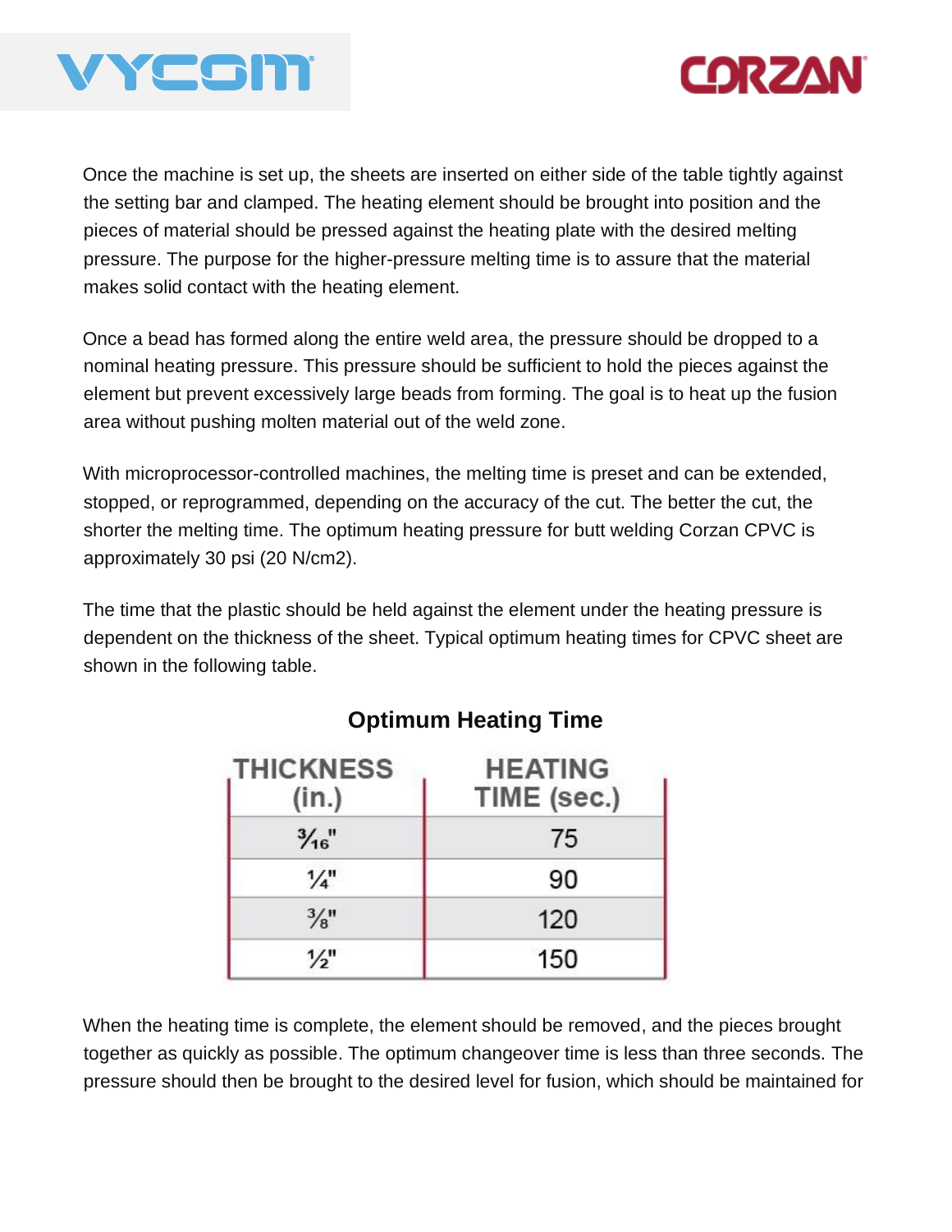Once the machine is set up, the sheets are inserted on either side of the table tightly against the setting bar and clamped. The heating element should be brought into position and the pieces of material should be pressed against the heating plate with the desired melting pressure. The purpose for the higher-pressure melting time is to assure that the material makes solid contact with the heating element.

Once a bead has formed along the entire weld area, the pressure should be dropped to a nominal heating pressure. This pressure should be sufficient to hold the pieces against the element but prevent excessively large beads from forming. The goal is to heat up the fusion area without pushing molten material out of the weld zone.

With microprocessor-controlled machines, the melting time is preset and can be extended, stopped, or reprogrammed, depending on the accuracy of the cut. The better the cut, the shorter the melting time. The optimum heating pressure for butt welding Corzan CPVC is approximately 30 psi (20 N/cm2).

The time that the plastic should be held against the element under the heating pressure is dependent on the thickness of the sheet. Typical optimum heating times for CPVC sheet are shown in the following table.

**Optimum Heating Time**

| THICKNESS (in.) | HEATING TIME (sec.) |
|---|---|
| 3⁄16" | 75 |
| ¼" | 90 |
| ⅜" | 120 |
| ½" | 150 |

When the heating time is complete, the element should be removed, and the pieces brought together as quickly as possible. The optimum changeover time is less than three seconds. The pressure should then be brought to the desired level for fusion, which should be maintained for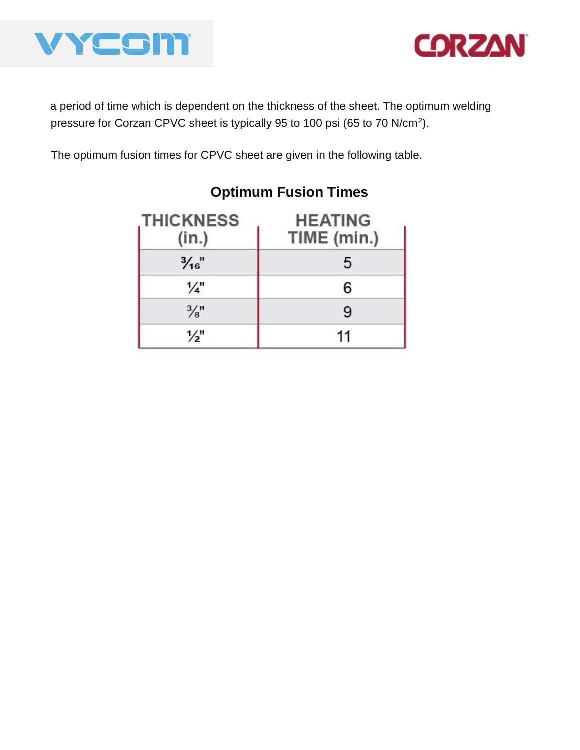a period of time which is dependent on the thickness of the sheet. The optimum welding pressure for Corzan CPVC sheet is typically 95 to 100 psi (65 to 70 N/cm$^2$).

The optimum fusion times for CPVC sheet are given in the following table.

### Optimum Fusion Times

| THICKNESS (in.) | HEATING TIME (min.) |
|---|---|
| 3/16" | 5 |
| 1/4" | 6 |
| 3/8" | 9 |
| 1/2" | 11 |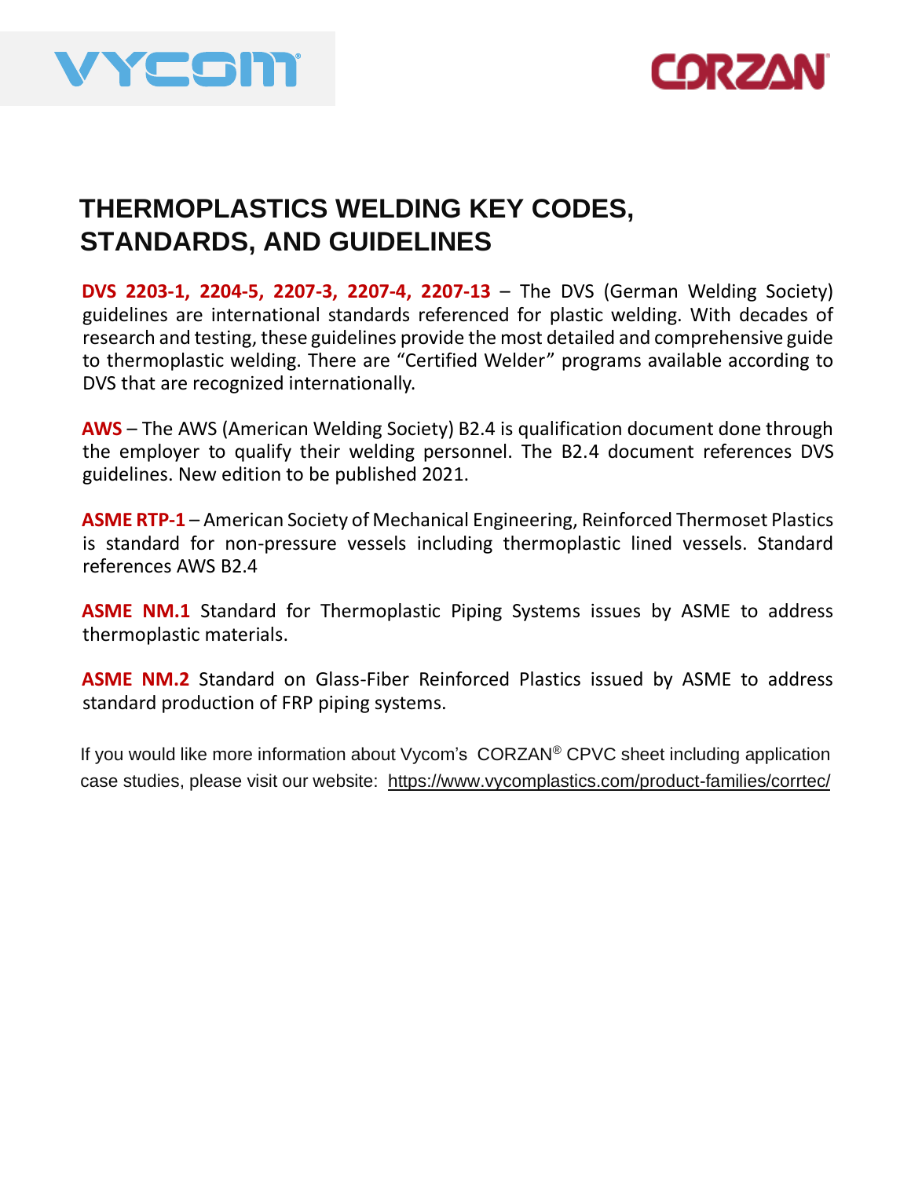VYCOM CORZAN

# THERMOPLASTICS WELDING KEY CODES, STANDARDS, AND GUIDELINES

**DVS 2203-1, 2204-5, 2207-3, 2207-4, 2207-13** – The DVS (German Welding Society) guidelines are international standards referenced for plastic welding. With decades of research and testing, these guidelines provide the most detailed and comprehensive guide to thermoplastic welding. There are "Certified Welder" programs available according to DVS that are recognized internationally.

**AWS** – The AWS (American Welding Society) B2.4 is qualification document done through the employer to qualify their welding personnel. The B2.4 document references DVS guidelines. New edition to be published 2021.

**ASME RTP-1** – American Society of Mechanical Engineering, Reinforced Thermoset Plastics is standard for non-pressure vessels including thermoplastic lined vessels. Standard references AWS B2.4

**ASME NM.1** Standard for Thermoplastic Piping Systems issues by ASME to address thermoplastic materials.

**ASME NM.2** Standard on Glass-Fiber Reinforced Plastics issued by ASME to address standard production of FRP piping systems.

If you would like more information about Vycom's CORZAN® CPVC sheet including application case studies, please visit our website: https://www.vycomplastics.com/product-families/corrtec/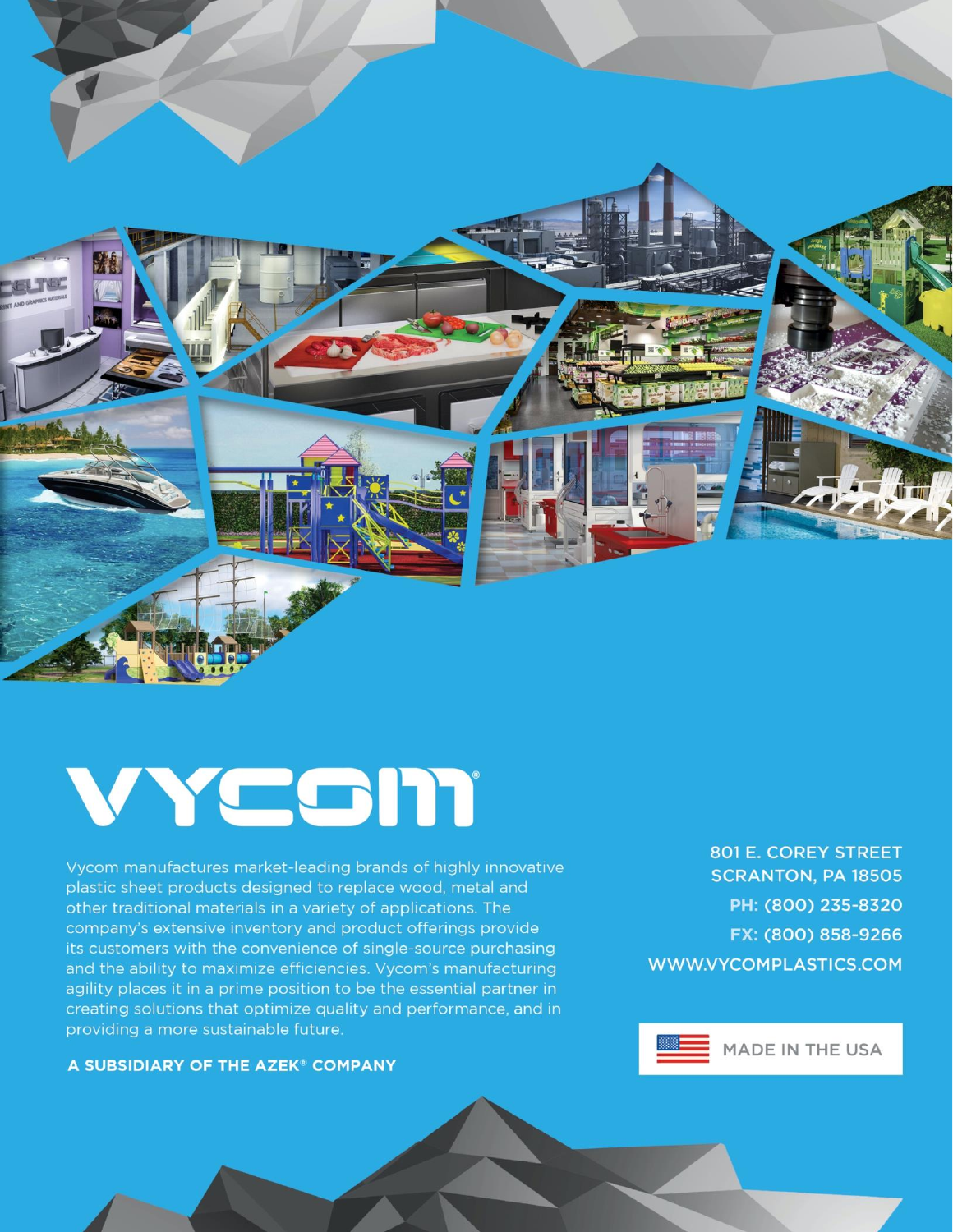# VYCOM®

Vycom manufactures market-leading brands of highly innovative plastic sheet products designed to replace wood, metal and other traditional materials in a variety of applications. The company's extensive inventory and product offerings provide its customers with the convenience of single-source purchasing and the ability to maximize efficiencies. Vycom's manufacturing agility places it in a prime position to be the essential partner in creating solutions that optimize quality and performance, and in providing a more sustainable future.

**A SUBSIDIARY OF THE AZEK® COMPANY**

**801 E. COREY STREET**
**SCRANTON, PA 18505**
**PH: (800) 235-8320**
**FX: (800) 858-9266**
**WWW.VYCOMPLASTICS.COM**

MADE IN THE USA